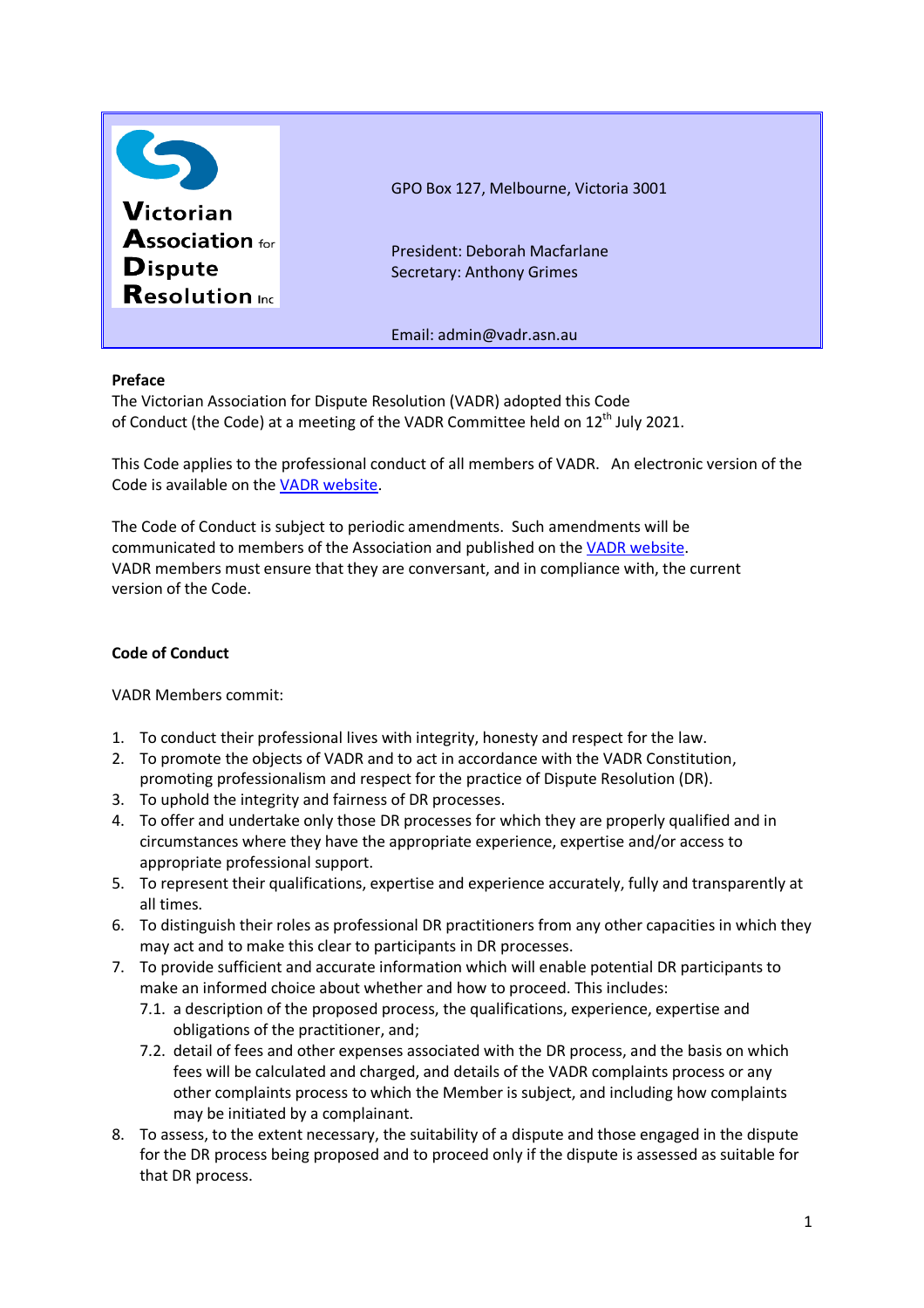**Victorian Association for Dispute Resolution Inc**

GPO Box 127, Melbourne, Victoria 3001

President: Deborah Macfarlane
Secretary: Anthony Grimes

Email: admin@vadr.asn.au

**Preface**

The Victorian Association for Dispute Resolution (VADR) adopted this Code of Conduct (the Code) at a meeting of the VADR Committee held on 12th July 2021.

This Code applies to the professional conduct of all members of VADR. An electronic version of the Code is available on the VADR website.

The Code of Conduct is subject to periodic amendments. Such amendments will be communicated to members of the Association and published on the VADR website. VADR members must ensure that they are conversant, and in compliance with, the current version of the Code.

**Code of Conduct**

VADR Members commit:

1. To conduct their professional lives with integrity, honesty and respect for the law.
2. To promote the objects of VADR and to act in accordance with the VADR Constitution, promoting professionalism and respect for the practice of Dispute Resolution (DR).
3. To uphold the integrity and fairness of DR processes.
4. To offer and undertake only those DR processes for which they are properly qualified and in circumstances where they have the appropriate experience, expertise and/or access to appropriate professional support.
5. To represent their qualifications, expertise and experience accurately, fully and transparently at all times.
6. To distinguish their roles as professional DR practitioners from any other capacities in which they may act and to make this clear to participants in DR processes.
7. To provide sufficient and accurate information which will enable potential DR participants to make an informed choice about whether and how to proceed. This includes:
   7.1. a description of the proposed process, the qualifications, experience, expertise and obligations of the practitioner, and;
   7.2. detail of fees and other expenses associated with the DR process, and the basis on which fees will be calculated and charged, and details of the VADR complaints process or any other complaints process to which the Member is subject, and including how complaints may be initiated by a complainant.
8. To assess, to the extent necessary, the suitability of a dispute and those engaged in the dispute for the DR process being proposed and to proceed only if the dispute is assessed as suitable for that DR process.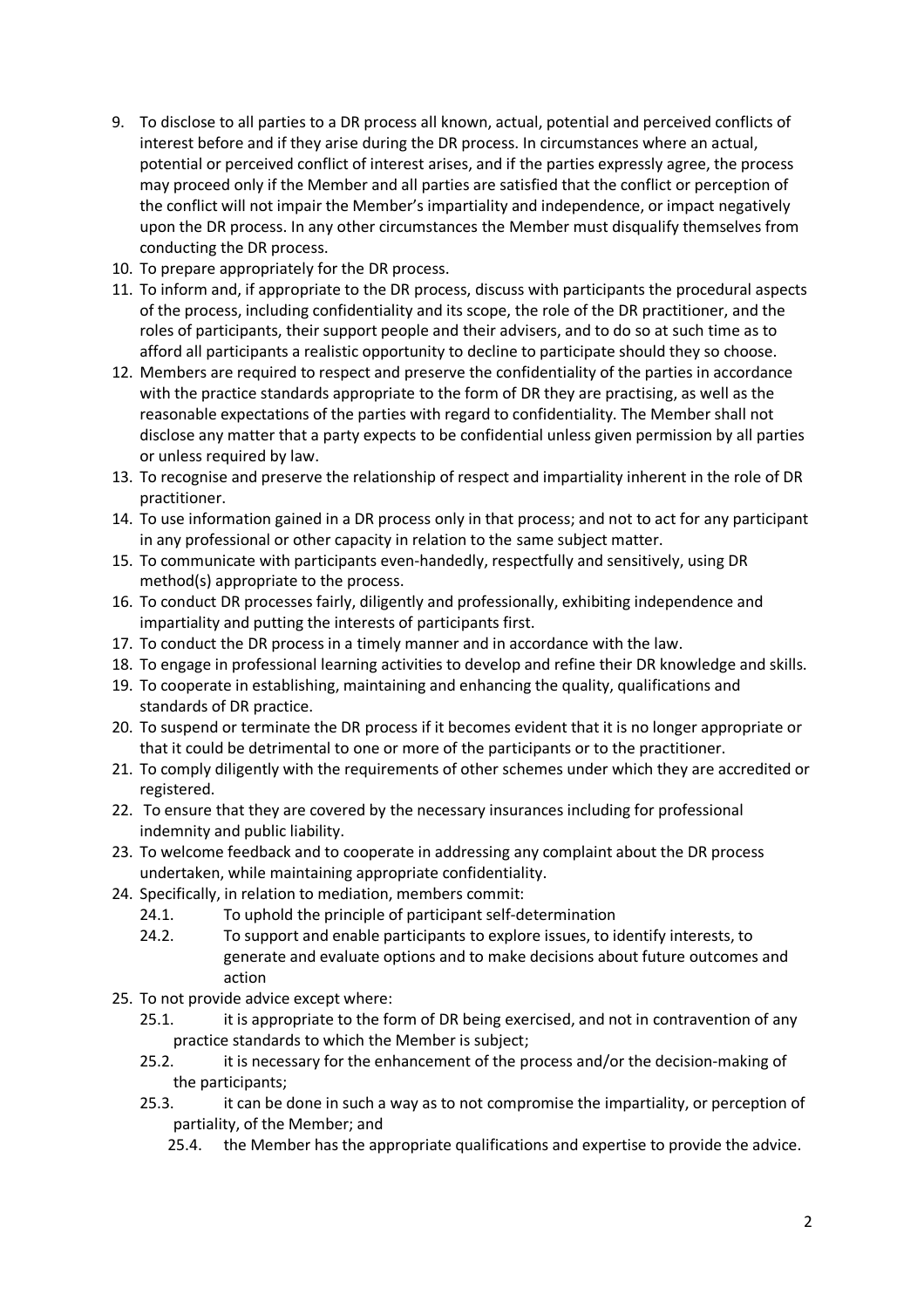9. To disclose to all parties to a DR process all known, actual, potential and perceived conflicts of interest before and if they arise during the DR process. In circumstances where an actual, potential or perceived conflict of interest arises, and if the parties expressly agree, the process may proceed only if the Member and all parties are satisfied that the conflict or perception of the conflict will not impair the Member's impartiality and independence, or impact negatively upon the DR process. In any other circumstances the Member must disqualify themselves from conducting the DR process.
10. To prepare appropriately for the DR process.
11. To inform and, if appropriate to the DR process, discuss with participants the procedural aspects of the process, including confidentiality and its scope, the role of the DR practitioner, and the roles of participants, their support people and their advisers, and to do so at such time as to afford all participants a realistic opportunity to decline to participate should they so choose.
12. Members are required to respect and preserve the confidentiality of the parties in accordance with the practice standards appropriate to the form of DR they are practising, as well as the reasonable expectations of the parties with regard to confidentiality. The Member shall not disclose any matter that a party expects to be confidential unless given permission by all parties or unless required by law.
13. To recognise and preserve the relationship of respect and impartiality inherent in the role of DR practitioner.
14. To use information gained in a DR process only in that process; and not to act for any participant in any professional or other capacity in relation to the same subject matter.
15. To communicate with participants even-handedly, respectfully and sensitively, using DR method(s) appropriate to the process.
16. To conduct DR processes fairly, diligently and professionally, exhibiting independence and impartiality and putting the interests of participants first.
17. To conduct the DR process in a timely manner and in accordance with the law.
18. To engage in professional learning activities to develop and refine their DR knowledge and skills.
19. To cooperate in establishing, maintaining and enhancing the quality, qualifications and standards of DR practice.
20. To suspend or terminate the DR process if it becomes evident that it is no longer appropriate or that it could be detrimental to one or more of the participants or to the practitioner.
21. To comply diligently with the requirements of other schemes under which they are accredited or registered.
22. To ensure that they are covered by the necessary insurances including for professional indemnity and public liability.
23. To welcome feedback and to cooperate in addressing any complaint about the DR process undertaken, while maintaining appropriate confidentiality.
24. Specifically, in relation to mediation, members commit:
    - 24.1. To uphold the principle of participant self-determination
    - 24.2. To support and enable participants to explore issues, to identify interests, to generate and evaluate options and to make decisions about future outcomes and action
25. To not provide advice except where:
    - 25.1. it is appropriate to the form of DR being exercised, and not in contravention of any practice standards to which the Member is subject;
    - 25.2. it is necessary for the enhancement of the process and/or the decision-making of the participants;
    - 25.3. it can be done in such a way as to not compromise the impartiality, or perception of partiality, of the Member; and
    - 25.4. the Member has the appropriate qualifications and expertise to provide the advice.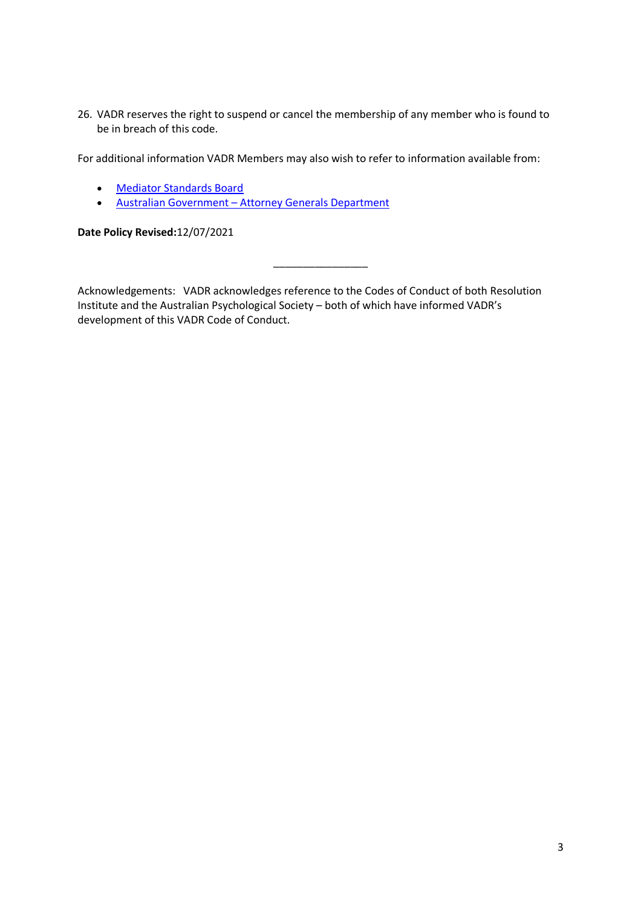26. VADR reserves the right to suspend or cancel the membership of any member who is found to be in breach of this code.

For additional information VADR Members may also wish to refer to information available from:

- Mediator Standards Board
- Australian Government – Attorney Generals Department

**Date Policy Revised:**12/07/2021

________________

Acknowledgements: VADR acknowledges reference to the Codes of Conduct of both Resolution Institute and the Australian Psychological Society – both of which have informed VADR's development of this VADR Code of Conduct.